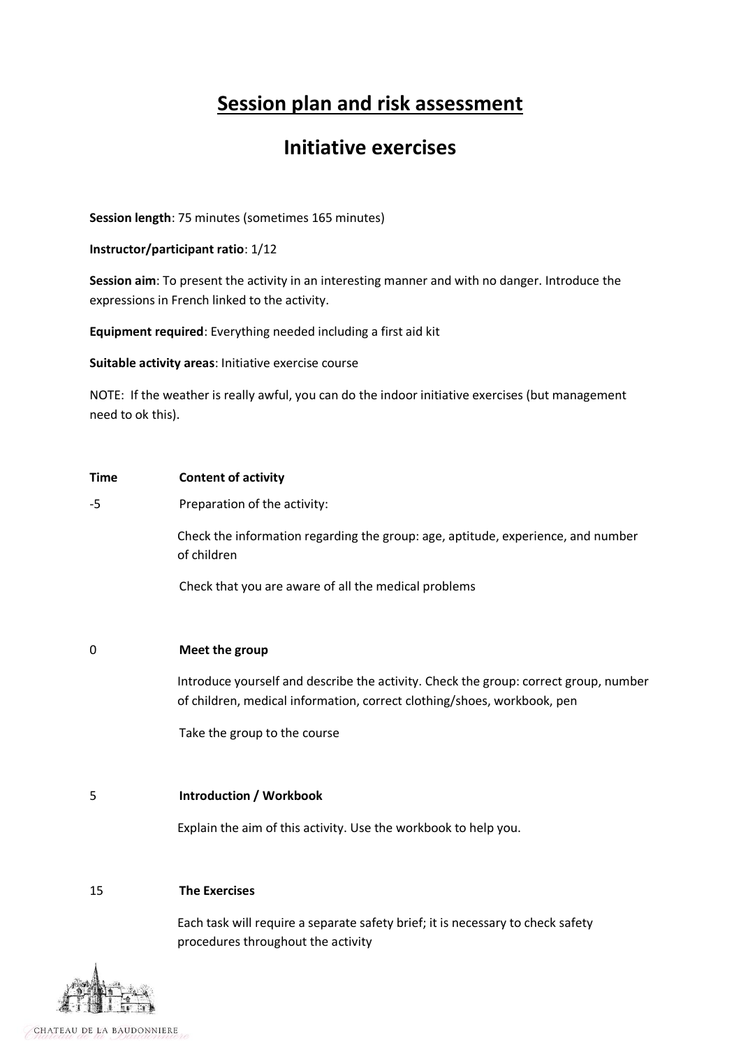# Session plan and risk assessment

## Initiative exercises

**Session length**: 75 minutes (sometimes 165 minutes)

**Instructor/participant ratio**: 1/12

**Session aim**: To present the activity in an interesting manner and with no danger. Introduce the expressions in French linked to the activity.

**Equipment required**: Everything needed including a first aid kit

**Suitable activity areas**: Initiative exercise course

NOTE: If the weather is really awful, you can do the indoor initiative exercises (but management need to ok this).

| Time | Content of activity |
| --- | --- |
| -5 | Preparation of the activity:<br><br>Check the information regarding the group: age, aptitude, experience, and number of children<br><br>Check that you are aware of all the medical problems |
| 0 | **Meet the group**<br><br>Introduce yourself and describe the activity. Check the group: correct group, number of children, medical information, correct clothing/shoes, workbook, pen<br><br>Take the group to the course |
| 5 | **Introduction / Workbook**<br><br>Explain the aim of this activity. Use the workbook to help you. |
| 15 | **The Exercises**<br><br>Each task will require a separate safety brief; it is necessary to check safety procedures throughout the activity |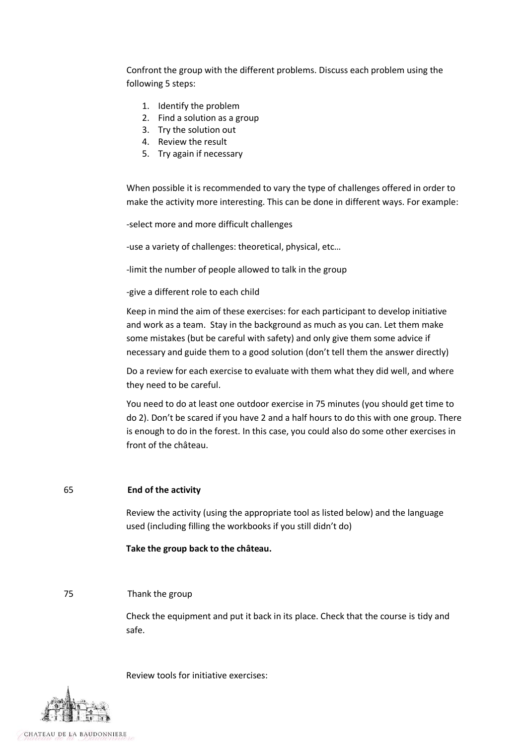Confront the group with the different problems. Discuss each problem using the following 5 steps:

1. Identify the problem
2. Find a solution as a group
3. Try the solution out
4. Review the result
5. Try again if necessary

When possible it is recommended to vary the type of challenges offered in order to make the activity more interesting. This can be done in different ways. For example:

-select more and more difficult challenges

-use a variety of challenges: theoretical, physical, etc…

-limit the number of people allowed to talk in the group

-give a different role to each child

Keep in mind the aim of these exercises: for each participant to develop initiative and work as a team. Stay in the background as much as you can. Let them make some mistakes (but be careful with safety) and only give them some advice if necessary and guide them to a good solution (don't tell them the answer directly)

Do a review for each exercise to evaluate with them what they did well, and where they need to be careful.

You need to do at least one outdoor exercise in 75 minutes (you should get time to do 2). Don't be scared if you have 2 and a half hours to do this with one group. There is enough to do in the forest. In this case, you could also do some other exercises in front of the château.

65 **End of the activity**

Review the activity (using the appropriate tool as listed below) and the language used (including filling the workbooks if you still didn't do)

**Take the group back to the château.**

75 Thank the group

Check the equipment and put it back in its place. Check that the course is tidy and safe.

Review tools for initiative exercises: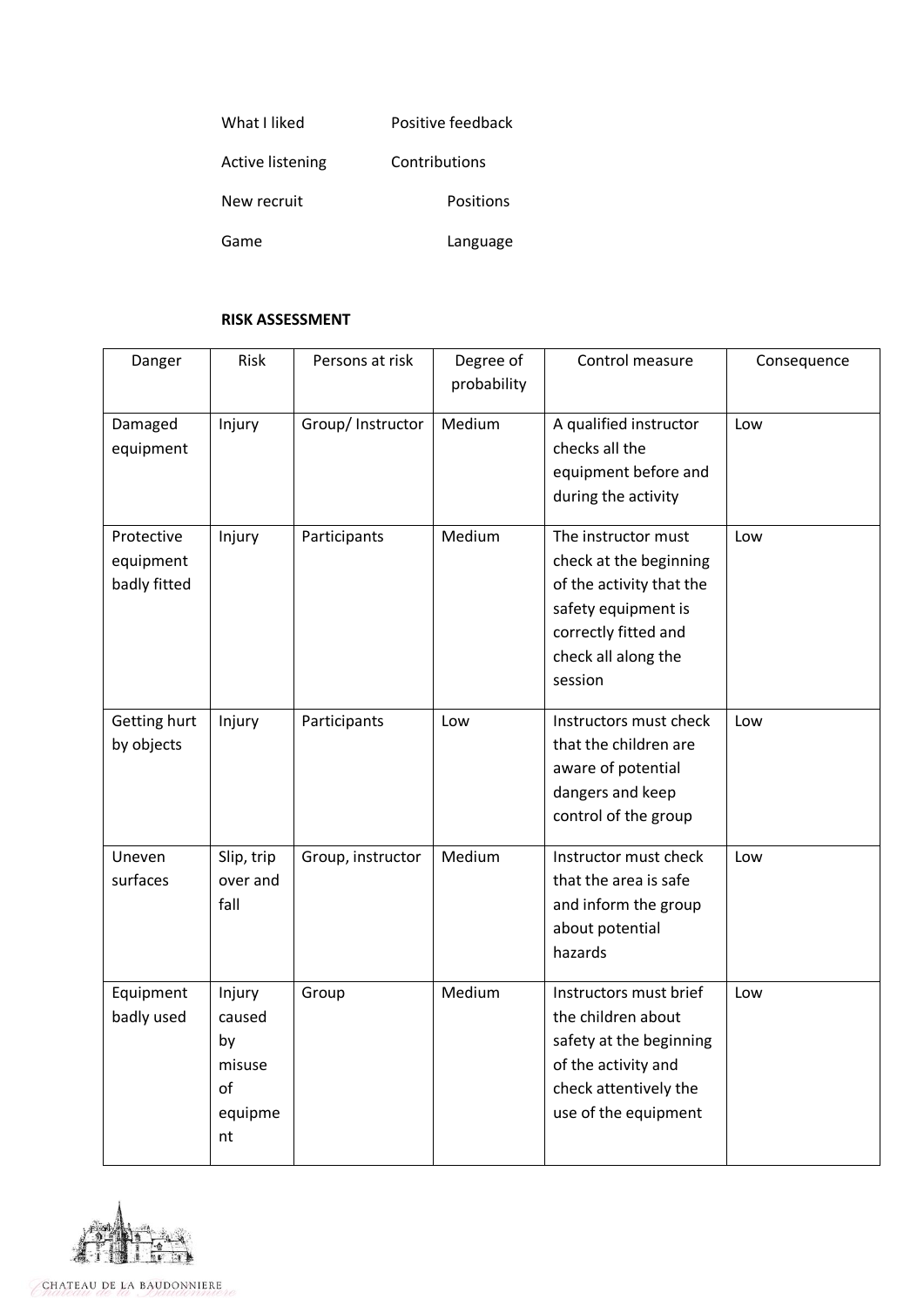What I liked Positive feedback

Active listening Contributions

New recruit Positions

Game Language

**RISK ASSESSMENT**

| Danger | Risk | Persons at risk | Degree of probability | Control measure | Consequence |
|---|---|---|---|---|---|
| Damaged equipment | Injury | Group/ Instructor | Medium | A qualified instructor checks all the equipment before and during the activity | Low |
| Protective equipment badly fitted | Injury | Participants | Medium | The instructor must check at the beginning of the activity that the safety equipment is correctly fitted and check all along the session | Low |
| Getting hurt by objects | Injury | Participants | Low | Instructors must check that the children are aware of potential dangers and keep control of the group | Low |
| Uneven surfaces | Slip, trip over and fall | Group, instructor | Medium | Instructor must check that the area is safe and inform the group about potential hazards | Low |
| Equipment badly used | Injury caused by misuse of equipment | Group | Medium | Instructors must brief the children about safety at the beginning of the activity and check attentively the use of the equipment | Low |